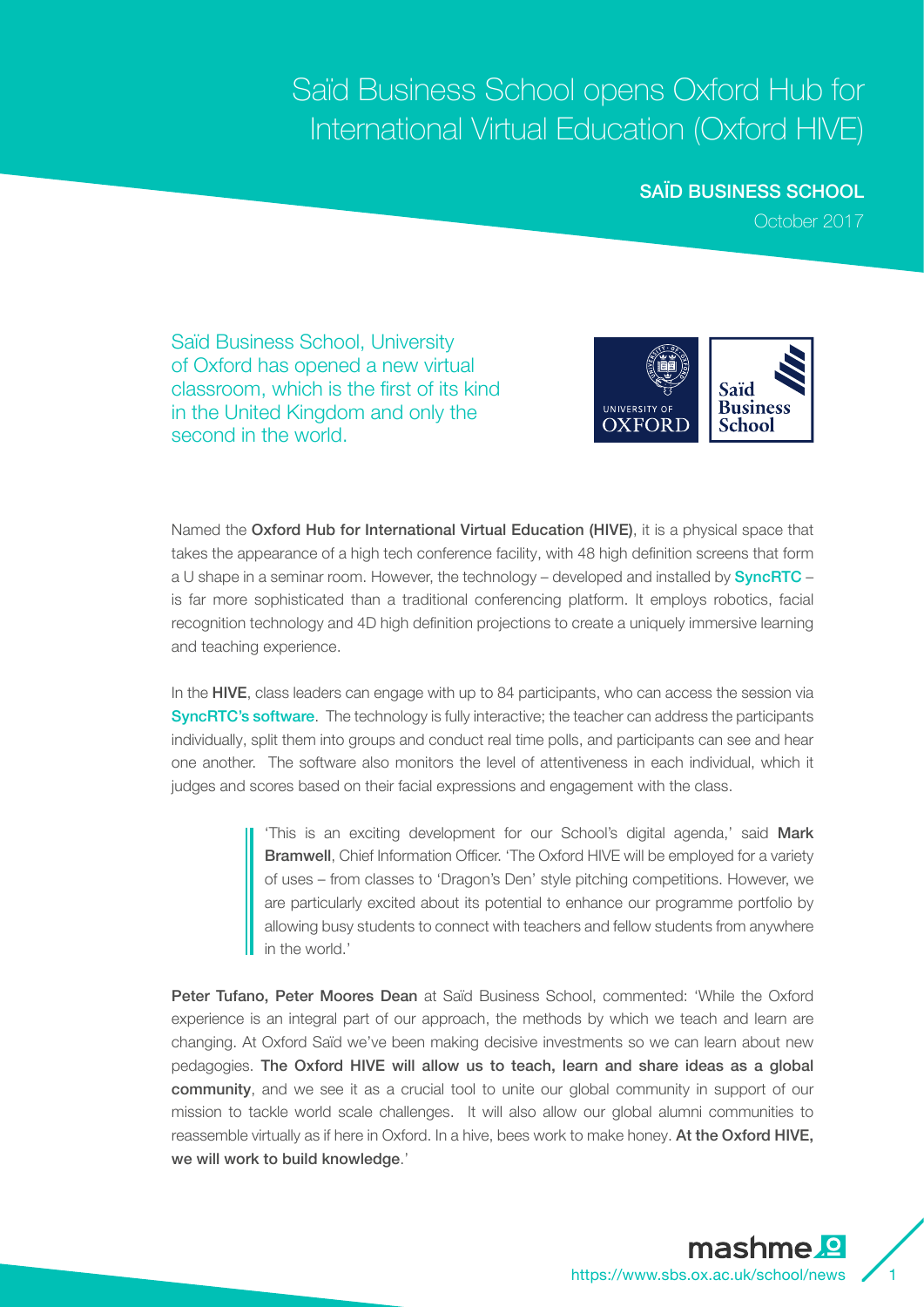# Saïd Business School opens Oxford Hub for International Virtual Education (Oxford HIVE)

**SAÏD BUSINESS SCHOOL**

October 2017

Saïd Business School, University of Oxford has opened a new virtual classroom, which is the first of its kind in the United Kingdom and only the second in the world.

Named the **Oxford Hub for International Virtual Education (HIVE)**, it is a physical space that takes the appearance of a high tech conference facility, with 48 high definition screens that form a U shape in a seminar room. However, the technology – developed and installed by **SyncRTC** – is far more sophisticated than a traditional conferencing platform. It employs robotics, facial recognition technology and 4D high definition projections to create a uniquely immersive learning and teaching experience.

In the **HIVE**, class leaders can engage with up to 84 participants, who can access the session via **SyncRTC's software**. The technology is fully interactive; the teacher can address the participants individually, split them into groups and conduct real time polls, and participants can see and hear one another. The software also monitors the level of attentiveness in each individual, which it judges and scores based on their facial expressions and engagement with the class.

> 'This is an exciting development for our School's digital agenda,' said **Mark Bramwell**, Chief Information Officer. 'The Oxford HIVE will be employed for a variety of uses – from classes to 'Dragon's Den' style pitching competitions. However, we are particularly excited about its potential to enhance our programme portfolio by allowing busy students to connect with teachers and fellow students from anywhere in the world.'

**Peter Tufano, Peter Moores Dean** at Saïd Business School, commented: 'While the Oxford experience is an integral part of our approach, the methods by which we teach and learn are changing. At Oxford Saïd we've been making decisive investments so we can learn about new pedagogies. **The Oxford HIVE will allow us to teach, learn and share ideas as a global community**, and we see it as a crucial tool to unite our global community in support of our mission to tackle world scale challenges. It will also allow our global alumni communities to reassemble virtually as if here in Oxford. In a hive, bees work to make honey. **At the Oxford HIVE, we will work to build knowledge**.'

https://www.sbs.ox.ac.uk/school/news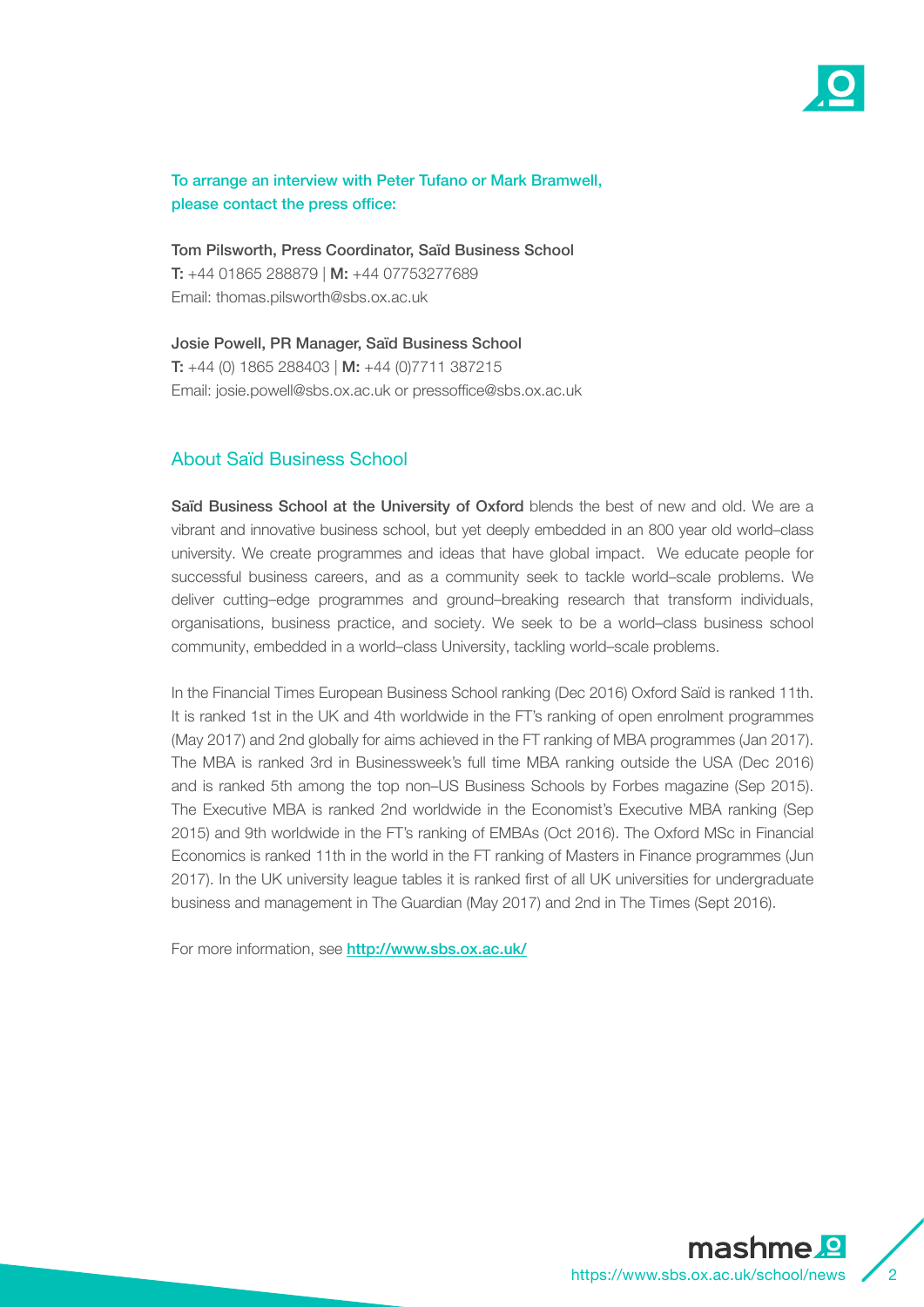**To arrange an interview with Peter Tufano or Mark Bramwell, please contact the press office:**

**Tom Pilsworth, Press Coordinator, Saïd Business School**
**T:** +44 01865 288879 | **M:** +44 07753277689
Email: thomas.pilsworth@sbs.ox.ac.uk

**Josie Powell, PR Manager, Saïd Business School**
**T:** +44 (0) 1865 288403 | **M:** +44 (0)7711 387215
Email: josie.powell@sbs.ox.ac.uk or pressoffice@sbs.ox.ac.uk

## About Saïd Business School

**Saïd Business School at the University of Oxford** blends the best of new and old. We are a vibrant and innovative business school, but yet deeply embedded in an 800 year old world–class university. We create programmes and ideas that have global impact. We educate people for successful business careers, and as a community seek to tackle world–scale problems. We deliver cutting–edge programmes and ground–breaking research that transform individuals, organisations, business practice, and society. We seek to be a world–class business school community, embedded in a world–class University, tackling world–scale problems.

In the Financial Times European Business School ranking (Dec 2016) Oxford Saïd is ranked 11th. It is ranked 1st in the UK and 4th worldwide in the FT's ranking of open enrolment programmes (May 2017) and 2nd globally for aims achieved in the FT ranking of MBA programmes (Jan 2017). The MBA is ranked 3rd in Businessweek's full time MBA ranking outside the USA (Dec 2016) and is ranked 5th among the top non–US Business Schools by Forbes magazine (Sep 2015). The Executive MBA is ranked 2nd worldwide in the Economist's Executive MBA ranking (Sep 2015) and 9th worldwide in the FT's ranking of EMBAs (Oct 2016). The Oxford MSc in Financial Economics is ranked 11th in the world in the FT ranking of Masters in Finance programmes (Jun 2017). In the UK university league tables it is ranked first of all UK universities for undergraduate business and management in The Guardian (May 2017) and 2nd in The Times (Sept 2016).

For more information, see **http://www.sbs.ox.ac.uk/**